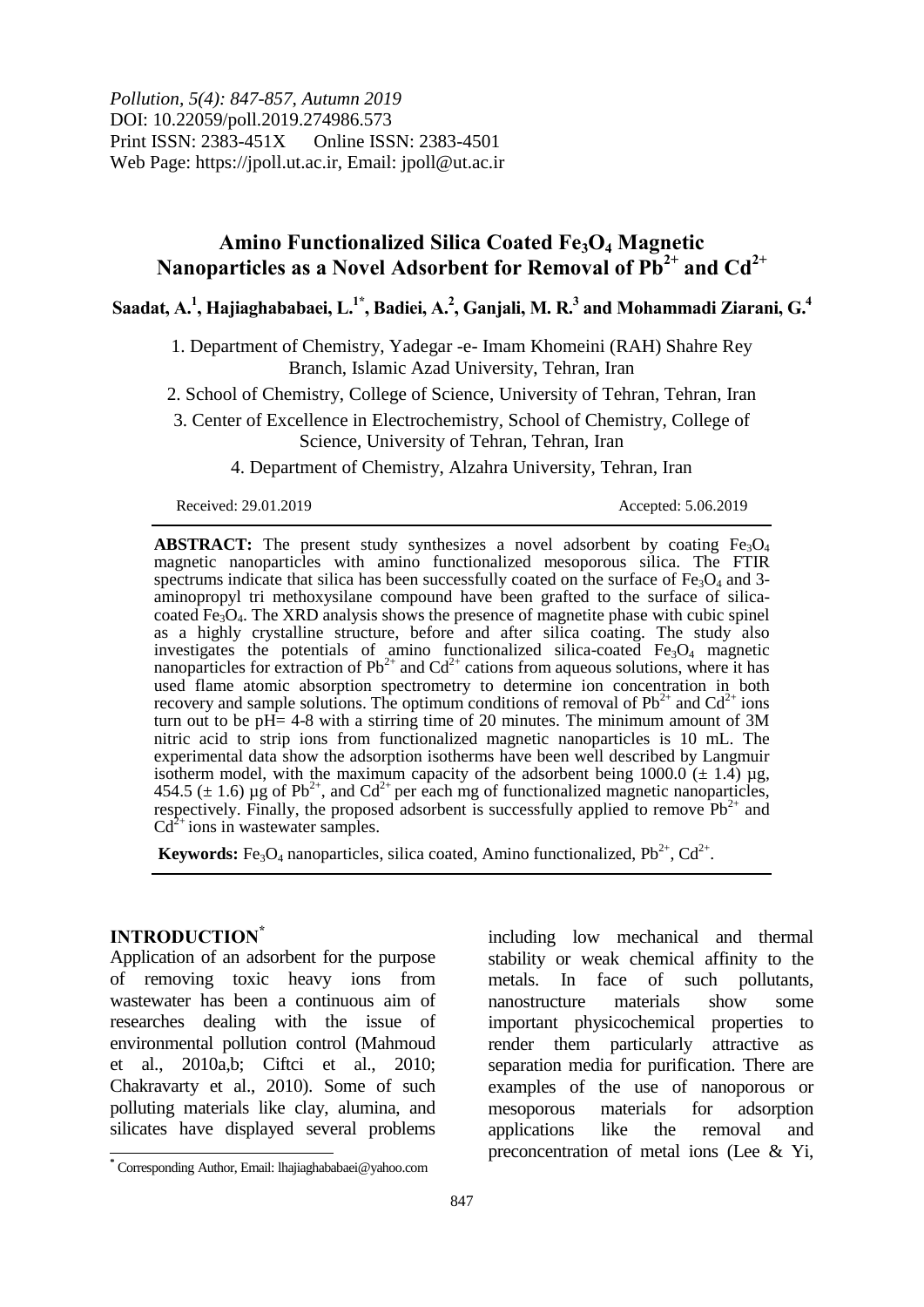*Pollution, 5(4): 847-857, Autumn 2019*
DOI: 10.22059/poll.2019.274986.573
Print ISSN: 2383-451X Online ISSN: 2383-4501
Web Page: https://jpoll.ut.ac.ir, Email: jpoll@ut.ac.ir

# Amino Functionalized Silica Coated $Fe_3O_4$ Magnetic Nanoparticles as a Novel Adsorbent for Removal of $Pb^{2+}$ and $Cd^{2+}$

**Saadat, A.[1], Hajiaghababaei, L.[1*], Badiei, A.[2], Ganjali, M. R.[3] and Mohammadi Ziarani, G.[4]**

1. Department of Chemistry, Yadegar -e- Imam Khomeini (RAH) Shahre Rey Branch, Islamic Azad University, Tehran, Iran
2. School of Chemistry, College of Science, University of Tehran, Tehran, Iran
3. Center of Excellence in Electrochemistry, School of Chemistry, College of Science, University of Tehran, Tehran, Iran
4. Department of Chemistry, Alzahra University, Tehran, Iran

Received: 29.01.2019 Accepted: 5.06.2019

**ABSTRACT:** The present study synthesizes a novel adsorbent by coating $Fe_3O_4$ magnetic nanoparticles with amino functionalized mesoporous silica. The FTIR spectrums indicate that silica has been successfully coated on the surface of $Fe_3O_4$ and 3-aminopropyl tri methoxysilane compound have been grafted to the surface of silica-coated $Fe_3O_4$. The XRD analysis shows the presence of magnetite phase with cubic spinel as a highly crystalline structure, before and after silica coating. The study also investigates the potentials of amino functionalized silica-coated $Fe_3O_4$ magnetic nanoparticles for extraction of $Pb^{2+}$ and $Cd^{2+}$ cations from aqueous solutions, where it has used flame atomic absorption spectrometry to determine ion concentration in both recovery and sample solutions. The optimum conditions of removal of $Pb^{2+}$ and $Cd^{2+}$ ions turn out to be pH= 4-8 with a stirring time of 20 minutes. The minimum amount of 3M nitric acid to strip ions from functionalized magnetic nanoparticles is 10 mL. The experimental data show the adsorption isotherms have been well described by Langmuir isotherm model, with the maximum capacity of the adsorbent being 1000.0 (± 1.4) µg, 454.5 (± 1.6) µg of $Pb^{2+}$, and $Cd^{2+}$ per each mg of functionalized magnetic nanoparticles, respectively. Finally, the proposed adsorbent is successfully applied to remove $Pb^{2+}$ and $Cd^{2+}$ ions in wastewater samples.

**Keywords:** $Fe_3O_4$ nanoparticles, silica coated, Amino functionalized, $Pb^{2+}$, $Cd^{2+}$.

## INTRODUCTION[*]

Application of an adsorbent for the purpose of removing toxic heavy ions from wastewater has been a continuous aim of researches dealing with the issue of environmental pollution control (Mahmoud et al., 2010a,b; Ciftci et al., 2010; Chakravarty et al., 2010). Some of such polluting materials like clay, alumina, and silicates have displayed several problems including low mechanical and thermal stability or weak chemical affinity to the metals. In face of such pollutants, nanostructure materials show some important physicochemical properties to render them particularly attractive as separation media for purification. There are examples of the use of nanoporous or mesoporous materials for adsorption applications like the removal and preconcentration of metal ions (Lee & Yi,

[*] Corresponding Author, Email: lhajiaghababaei@yahoo.com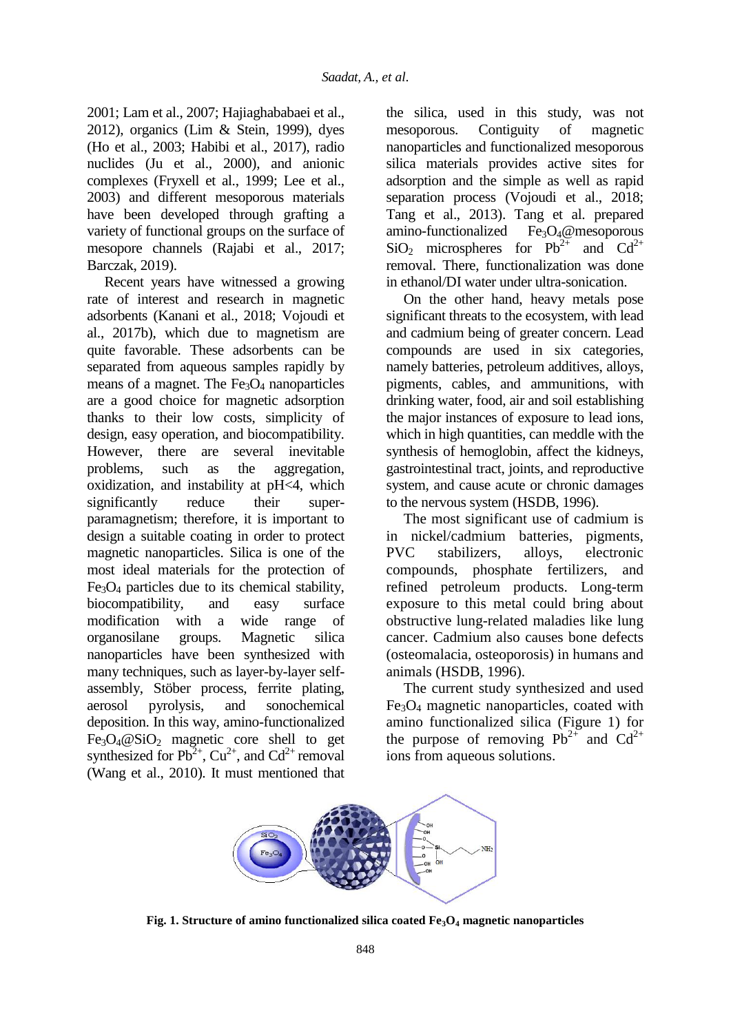2001; Lam et al., 2007; Hajiaghababaei et al., 2012), organics (Lim & Stein, 1999), dyes (Ho et al., 2003; Habibi et al., 2017), radio nuclides (Ju et al., 2000), and anionic complexes (Fryxell et al., 1999; Lee et al., 2003) and different mesoporous materials have been developed through grafting a variety of functional groups on the surface of mesopore channels (Rajabi et al., 2017; Barczak, 2019).

Recent years have witnessed a growing rate of interest and research in magnetic adsorbents (Kanani et al., 2018; Vojoudi et al., 2017b), which due to magnetism are quite favorable. These adsorbents can be separated from aqueous samples rapidly by means of a magnet. The $Fe_3O_4$ nanoparticles are a good choice for magnetic adsorption thanks to their low costs, simplicity of design, easy operation, and biocompatibility. However, there are several inevitable problems, such as the aggregation, oxidization, and instability at pH<4, which significantly reduce their super-paramagnetism; therefore, it is important to design a suitable coating in order to protect magnetic nanoparticles. Silica is one of the most ideal materials for the protection of $Fe_3O_4$ particles due to its chemical stability, biocompatibility, and easy surface modification with a wide range of organosilane groups. Magnetic silica nanoparticles have been synthesized with many techniques, such as layer-by-layer self-assembly, Stöber process, ferrite plating, aerosol pyrolysis, and sonochemical deposition. In this way, amino-functionalized $Fe_3O_4@SiO_2$ magnetic core shell to get synthesized for $Pb^{2+}$, $Cu^{2+}$, and $Cd^{2+}$ removal (Wang et al., 2010). It must mentioned that the silica, used in this study, was not mesoporous. Contiguity of magnetic nanoparticles and functionalized mesoporous silica materials provides active sites for adsorption and the simple as well as rapid separation process (Vojoudi et al., 2018; Tang et al., 2013). Tang et al. prepared amino-functionalized $Fe_3O_4$@mesoporous $SiO_2$ microspheres for $Pb^{2+}$ and $Cd^{2+}$ removal. There, functionalization was done in ethanol/DI water under ultra-sonication.

On the other hand, heavy metals pose significant threats to the ecosystem, with lead and cadmium being of greater concern. Lead compounds are used in six categories, namely batteries, petroleum additives, alloys, pigments, cables, and ammunitions, with drinking water, food, air and soil establishing the major instances of exposure to lead ions, which in high quantities, can meddle with the synthesis of hemoglobin, affect the kidneys, gastrointestinal tract, joints, and reproductive system, and cause acute or chronic damages to the nervous system (HSDB, 1996).

The most significant use of cadmium is in nickel/cadmium batteries, pigments, PVC stabilizers, alloys, electronic compounds, phosphate fertilizers, and refined petroleum products. Long-term exposure to this metal could bring about obstructive lung-related maladies like lung cancer. Cadmium also causes bone defects (osteomalacia, osteoporosis) in humans and animals (HSDB, 1996).

The current study synthesized and used $Fe_3O_4$ magnetic nanoparticles, coated with amino functionalized silica (Figure 1) for the purpose of removing $Pb^{2+}$ and $Cd^{2+}$ ions from aqueous solutions.

**Fig. 1. Structure of amino functionalized silica coated $Fe_3O_4$ magnetic nanoparticles**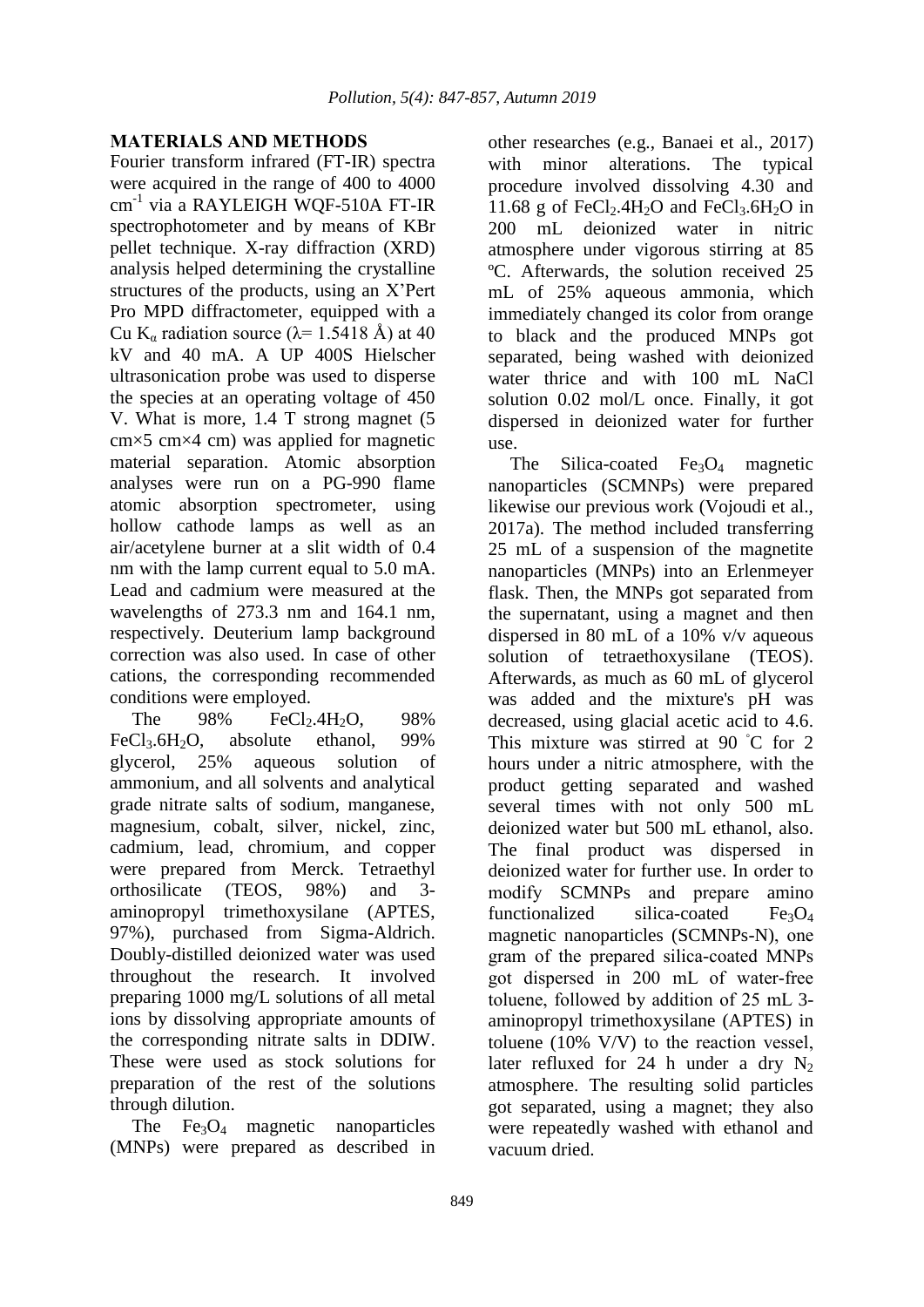## MATERIALS AND METHODS

Fourier transform infrared (FT-IR) spectra were acquired in the range of 400 to 4000 $cm^{-1}$ via a RAYLEIGH WQF-510A FT-IR spectrophotometer and by means of KBr pellet technique. X-ray diffraction (XRD) analysis helped determining the crystalline structures of the products, using an X'Pert Pro MPD diffractometer, equipped with a Cu $K_{\alpha}$ radiation source ($\lambda$= 1.5418 Å) at 40 kV and 40 mA. A UP 400S Hielscher ultrasonication probe was used to disperse the species at an operating voltage of 450 V. What is more, 1.4 T strong magnet (5 cm×5 cm×4 cm) was applied for magnetic material separation. Atomic absorption analyses were run on a PG-990 flame atomic absorption spectrometer, using hollow cathode lamps as well as an air/acetylene burner at a slit width of 0.4 nm with the lamp current equal to 5.0 mA. Lead and cadmium were measured at the wavelengths of 273.3 nm and 164.1 nm, respectively. Deuterium lamp background correction was also used. In case of other cations, the corresponding recommended conditions were employed.

The 98% $FeCl_2.4H_2O$, 98% $FeCl_3.6H_2O$, absolute ethanol, 99% glycerol, 25% aqueous solution of ammonium, and all solvents and analytical grade nitrate salts of sodium, manganese, magnesium, cobalt, silver, nickel, zinc, cadmium, lead, chromium, and copper were prepared from Merck. Tetraethyl orthosilicate (TEOS, 98%) and 3-aminopropyl trimethoxysilane (APTES, 97%), purchased from Sigma-Aldrich. Doubly-distilled deionized water was used throughout the research. It involved preparing 1000 mg/L solutions of all metal ions by dissolving appropriate amounts of the corresponding nitrate salts in DDIW. These were used as stock solutions for preparation of the rest of the solutions through dilution.

The $Fe_3O_4$ magnetic nanoparticles (MNPs) were prepared as described in other researches (e.g., Banaei et al., 2017) with minor alterations. The typical procedure involved dissolving 4.30 and 11.68 g of $FeCl_2.4H_2O$ and $FeCl_3.6H_2O$ in 200 mL deionized water in nitric atmosphere under vigorous stirring at 85 ºC. Afterwards, the solution received 25 mL of 25% aqueous ammonia, which immediately changed its color from orange to black and the produced MNPs got separated, being washed with deionized water thrice and with 100 mL NaCl solution 0.02 mol/L once. Finally, it got dispersed in deionized water for further use.

The Silica-coated $Fe_3O_4$ magnetic nanoparticles (SCMNPs) were prepared likewise our previous work (Vojoudi et al., 2017a). The method included transferring 25 mL of a suspension of the magnetite nanoparticles (MNPs) into an Erlenmeyer flask. Then, the MNPs got separated from the supernatant, using a magnet and then dispersed in 80 mL of a 10% v/v aqueous solution of tetraethoxysilane (TEOS). Afterwards, as much as 60 mL of glycerol was added and the mixture's pH was decreased, using glacial acetic acid to 4.6. This mixture was stirred at 90 ˚C for 2 hours under a nitric atmosphere, with the product getting separated and washed several times with not only 500 mL deionized water but 500 mL ethanol, also. The final product was dispersed in deionized water for further use. In order to modify SCMNPs and prepare amino functionalized silica-coated $Fe_3O_4$ magnetic nanoparticles (SCMNPs-N), one gram of the prepared silica-coated MNPs got dispersed in 200 mL of water-free toluene, followed by addition of 25 mL 3-aminopropyl trimethoxysilane (APTES) in toluene (10% V/V) to the reaction vessel, later refluxed for 24 h under a dry $N_2$ atmosphere. The resulting solid particles got separated, using a magnet; they also were repeatedly washed with ethanol and vacuum dried.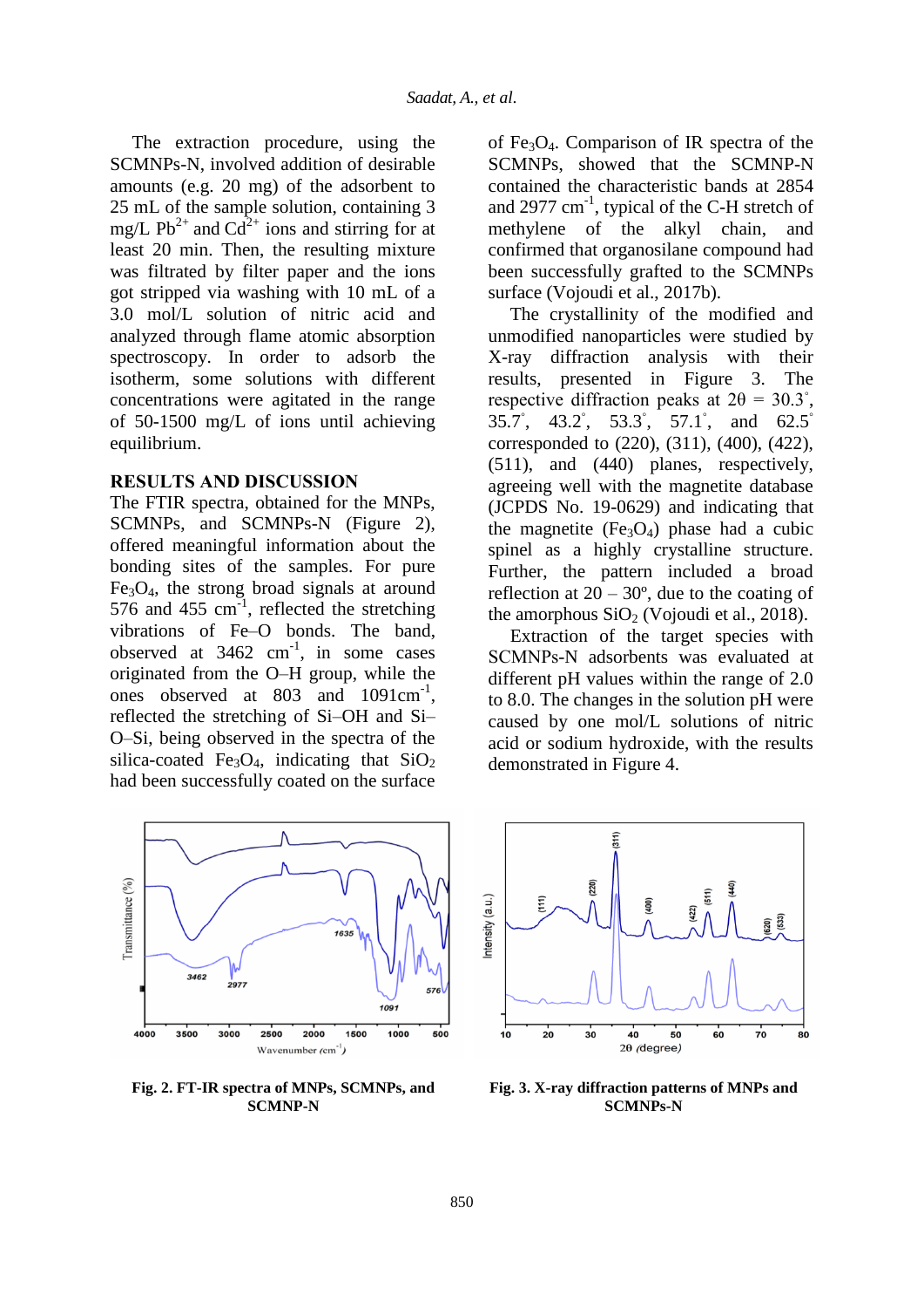The extraction procedure, using the SCMNPs-N, involved addition of desirable amounts (e.g. 20 mg) of the adsorbent to 25 mL of the sample solution, containing 3 mg/L $Pb^{2+}$ and $Cd^{2+}$ ions and stirring for at least 20 min. Then, the resulting mixture was filtrated by filter paper and the ions got stripped via washing with 10 mL of a 3.0 mol/L solution of nitric acid and analyzed through flame atomic absorption spectroscopy. In order to adsorb the isotherm, some solutions with different concentrations were agitated in the range of 50-1500 mg/L of ions until achieving equilibrium.

## RESULTS AND DISCUSSION

The FTIR spectra, obtained for the MNPs, SCMNPs, and SCMNPs-N (Figure 2), offered meaningful information about the bonding sites of the samples. For pure $Fe_3O_4$, the strong broad signals at around 576 and 455 $cm^{-1}$, reflected the stretching vibrations of Fe–O bonds. The band, observed at 3462 $cm^{-1}$, in some cases originated from the O–H group, while the ones observed at 803 and 1091$cm^{-1}$, reflected the stretching of Si–OH and Si–O–Si, being observed in the spectra of the silica-coated $Fe_3O_4$, indicating that $SiO_2$ had been successfully coated on the surface of $Fe_3O_4$. Comparison of IR spectra of the SCMNPs, showed that the SCMNP-N contained the characteristic bands at 2854 and 2977 $cm^{-1}$, typical of the C-H stretch of methylene of the alkyl chain, and confirmed that organosilane compound had been successfully grafted to the SCMNPs surface (Vojoudi et al., 2017b).

The crystallinity of the modified and unmodified nanoparticles were studied by X-ray diffraction analysis with their results, presented in Figure 3. The respective diffraction peaks at $2\theta$ = 30.3°, 35.7°, 43.2°, 53.3°, 57.1°, and 62.5° corresponded to (220), (311), (400), (422), (511), and (440) planes, respectively, agreeing well with the magnetite database (JCPDS No. 19-0629) and indicating that the magnetite ($Fe_3O_4$) phase had a cubic spinel as a highly crystalline structure. Further, the pattern included a broad reflection at 20 – 30º, due to the coating of the amorphous $SiO_2$ (Vojoudi et al., 2018).

Extraction of the target species with SCMNPs-N adsorbents was evaluated at different pH values within the range of 2.0 to 8.0. The changes in the solution pH were caused by one mol/L solutions of nitric acid or sodium hydroxide, with the results demonstrated in Figure 4.

**Fig. 2. FT-IR spectra of MNPs, SCMNPs, and SCMNP-N**

**Fig. 3. X-ray diffraction patterns of MNPs and SCMNPs-N**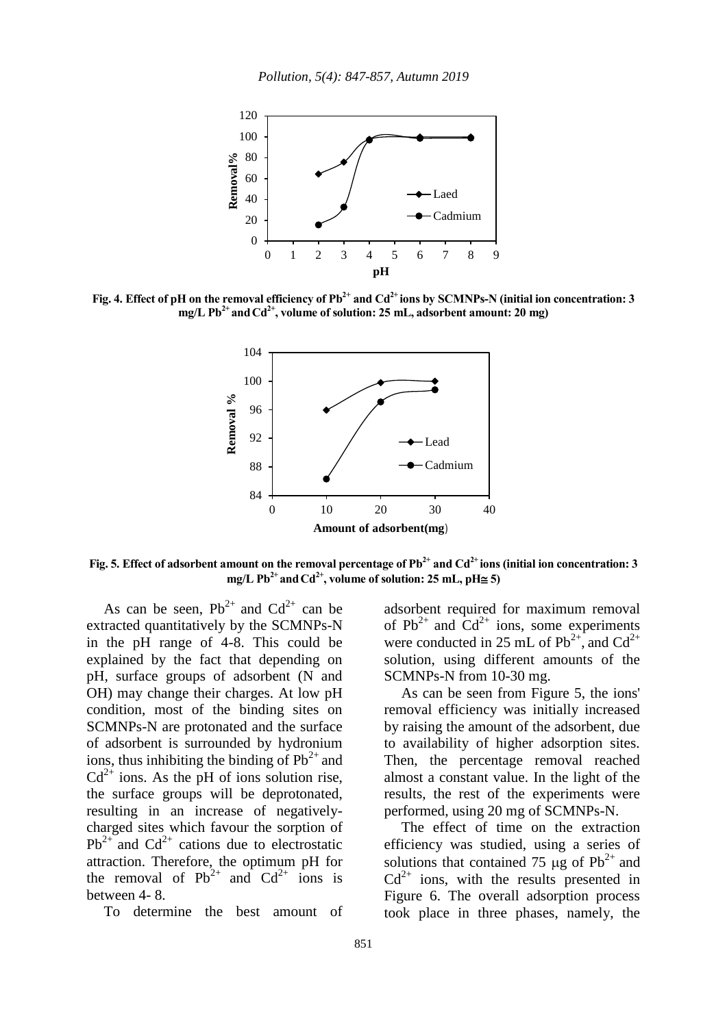Fig. 4. Effect of pH on the removal efficiency of $Pb^{2+}$ and $Cd^{2+}$ ions by SCMNPs-N (initial ion concentration: 3 mg/L $Pb^{2+}$ and $Cd^{2+}$, volume of solution: 25 mL, adsorbent amount: 20 mg)

Fig. 5. Effect of adsorbent amount on the removal percentage of $Pb^{2+}$ and $Cd^{2+}$ ions (initial ion concentration: 3 mg/L $Pb^{2+}$ and $Cd^{2+}$, volume of solution: 25 mL, pH≅ 5)

As can be seen, $Pb^{2+}$ and $Cd^{2+}$ can be extracted quantitatively by the SCMNPs-N in the pH range of 4-8. This could be explained by the fact that depending on pH, surface groups of adsorbent (N and OH) may change their charges. At low pH condition, most of the binding sites on SCMNPs-N are protonated and the surface of adsorbent is surrounded by hydronium ions, thus inhibiting the binding of $Pb^{2+}$ and $Cd^{2+}$ ions. As the pH of ions solution rise, the surface groups will be deprotonated, resulting in an increase of negatively-charged sites which favour the sorption of $Pb^{2+}$ and $Cd^{2+}$ cations due to electrostatic attraction. Therefore, the optimum pH for the removal of $Pb^{2+}$ and $Cd^{2+}$ ions is between 4- 8.

To determine the best amount of adsorbent required for maximum removal of $Pb^{2+}$ and $Cd^{2+}$ ions, some experiments were conducted in 25 mL of $Pb^{2+}$, and $Cd^{2+}$ solution, using different amounts of the SCMNPs-N from 10-30 mg.

As can be seen from Figure 5, the ions' removal efficiency was initially increased by raising the amount of the adsorbent, due to availability of higher adsorption sites. Then, the percentage removal reached almost a constant value. In the light of the results, the rest of the experiments were performed, using 20 mg of SCMNPs-N.

The effect of time on the extraction efficiency was studied, using a series of solutions that contained 75 μg of $Pb^{2+}$ and $Cd^{2+}$ ions, with the results presented in Figure 6. The overall adsorption process took place in three phases, namely, the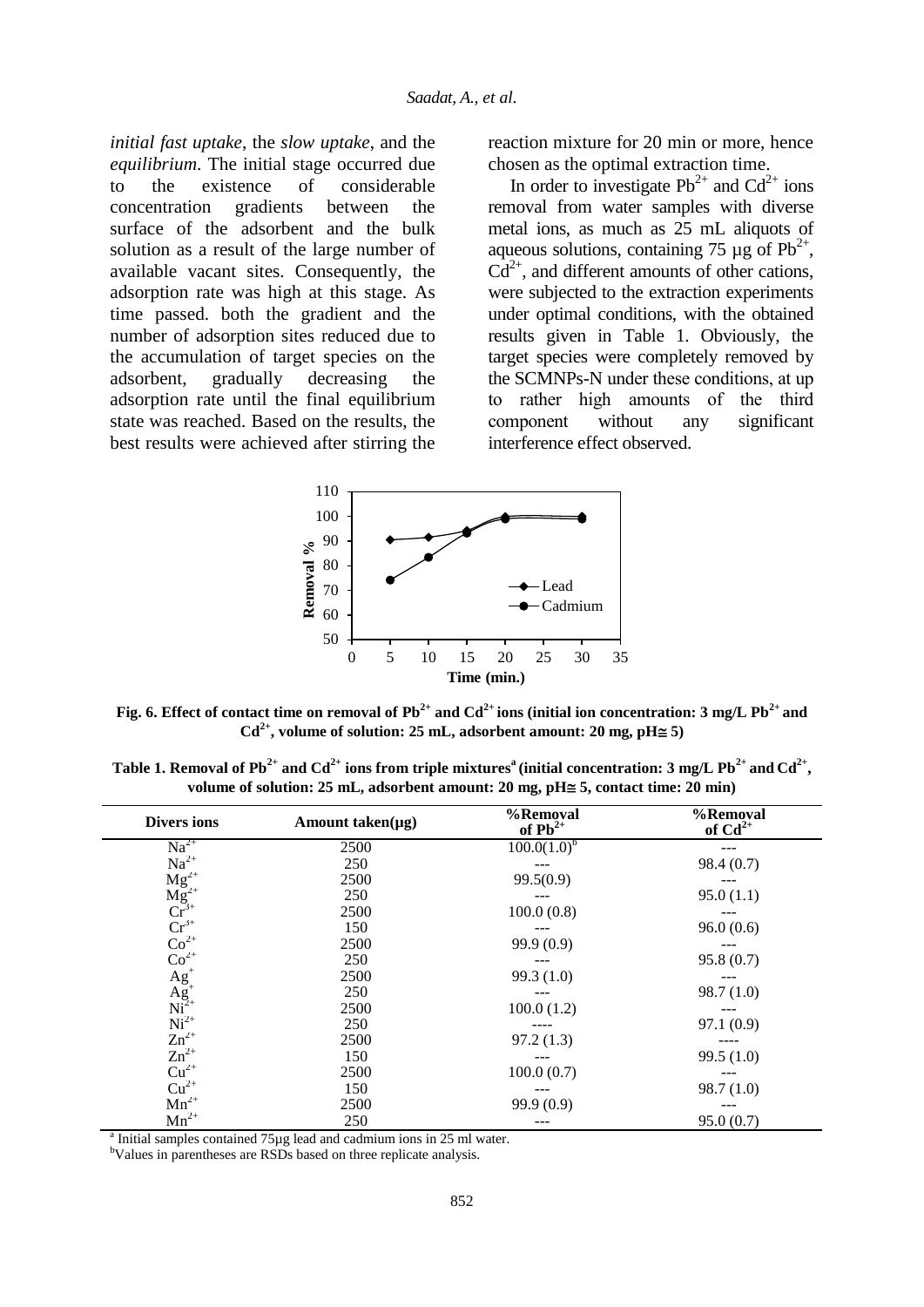*initial fast uptake*, the *slow uptake*, and the *equilibrium*. The initial stage occurred due to the existence of considerable concentration gradients between the surface of the adsorbent and the bulk solution as a result of the large number of available vacant sites. Consequently, the adsorption rate was high at this stage. As time passed. both the gradient and the number of adsorption sites reduced due to the accumulation of target species on the adsorbent, gradually decreasing the adsorption rate until the final equilibrium state was reached. Based on the results, the best results were achieved after stirring the reaction mixture for 20 min or more, hence chosen as the optimal extraction time.

In order to investigate $Pb^{2+}$ and $Cd^{2+}$ ions removal from water samples with diverse metal ions, as much as 25 mL aliquots of aqueous solutions, containing 75 µg of $Pb^{2+}$, $Cd^{2+}$, and different amounts of other cations, were subjected to the extraction experiments under optimal conditions, with the obtained results given in Table 1. Obviously, the target species were completely removed by the SCMNPs-N under these conditions, at up to rather high amounts of the third component without any significant interference effect observed.

**Fig. 6. Effect of contact time on removal of $Pb^{2+}$ and $Cd^{2+}$ ions (initial ion concentration: 3 mg/L $Pb^{2+}$ and $Cd^{2+}$, volume of solution: 25 mL, adsorbent amount: 20 mg, pH≅ 5)**

**Table 1. Removal of $Pb^{2+}$ and $Cd^{2+}$ ions from triple mixtures[a] (initial concentration: 3 mg/L $Pb^{2+}$ and $Cd^{2+}$, volume of solution: 25 mL, adsorbent amount: 20 mg, pH≅ 5, contact time: 20 min)**

| Divers ions | Amount taken(µg) | %Removal of $Pb^{2+}$ | %Removal of $Cd^{2+}$ |
|---|---|---|---|
| $Na^{2+}$ | 2500 | 100.0(1.0)[b] | --- |
| $Na^{2+}$ | 250 | --- | 98.4 (0.7) |
| $Mg^{2+}$ | 2500 | 99.5(0.9) | --- |
| $Mg^{2+}$ | 250 | --- | 95.0 (1.1) |
| $Cr^{3+}$ | 2500 | 100.0 (0.8) | --- |
| $Cr^{3+}$ | 150 | --- | 96.0 (0.6) |
| $Co^{2+}$ | 2500 | 99.9 (0.9) | --- |
| $Co^{2+}$ | 250 | --- | 95.8 (0.7) |
| $Ag^{+}$ | 2500 | 99.3 (1.0) | --- |
| $Ag^{+}$ | 250 | --- | 98.7 (1.0) |
| $Ni^{2+}$ | 2500 | 100.0 (1.2) | --- |
| $Ni^{2+}$ | 250 | ---- | 97.1 (0.9) |
| $Zn^{2+}$ | 2500 | 97.2 (1.3) | ---- |
| $Zn^{2+}$ | 150 | --- | 99.5 (1.0) |
| $Cu^{2+}$ | 2500 | 100.0 (0.7) | --- |
| $Cu^{2+}$ | 150 | --- | 98.7 (1.0) |
| $Mn^{2+}$ | 2500 | 99.9 (0.9) | --- |
| $Mn^{2+}$ | 250 | --- | 95.0 (0.7) |

[a] Initial samples contained 75µg lead and cadmium ions in 25 ml water.

[b] Values in parentheses are RSDs based on three replicate analysis.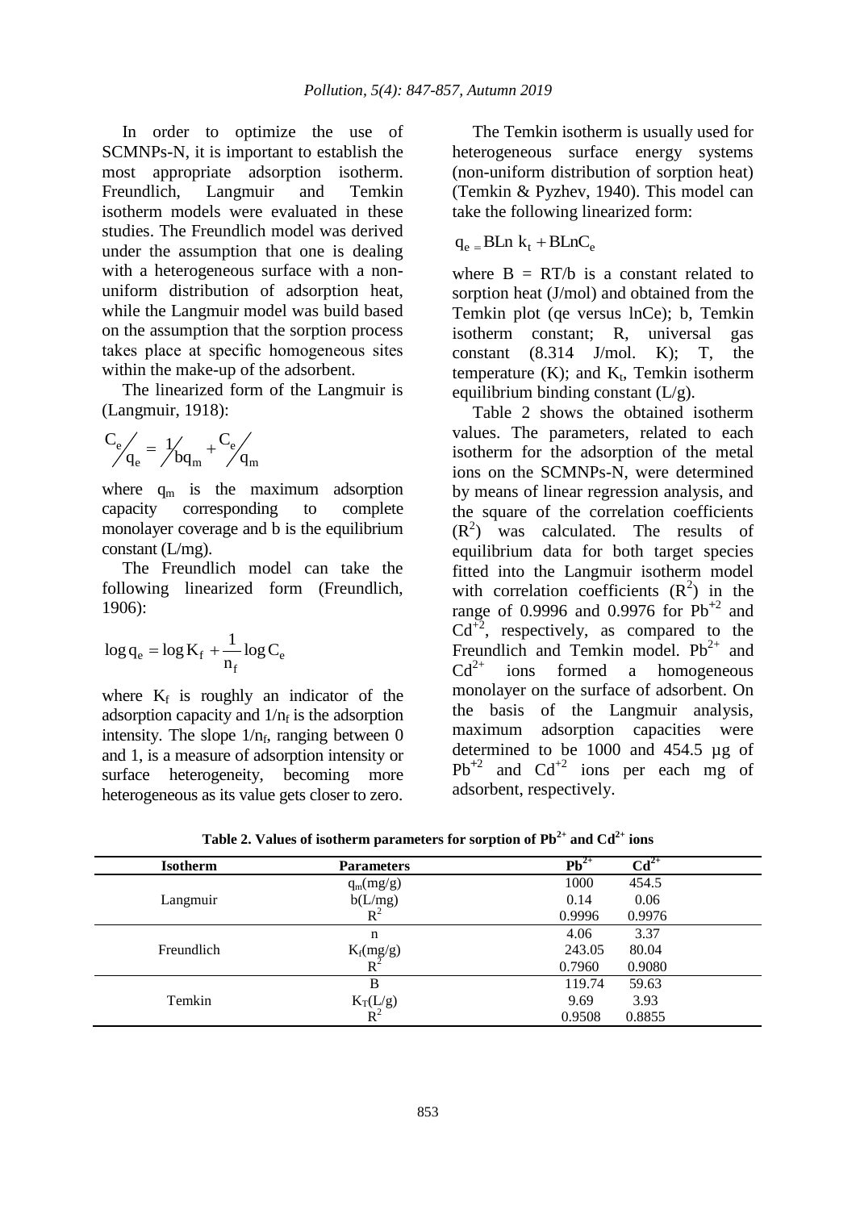In order to optimize the use of SCMNPs-N, it is important to establish the most appropriate adsorption isotherm. Freundlich, Langmuir and Temkin isotherm models were evaluated in these studies. The Freundlich model was derived under the assumption that one is dealing with a heterogeneous surface with a non-uniform distribution of adsorption heat, while the Langmuir model was build based on the assumption that the sorption process takes place at specific homogeneous sites within the make-up of the adsorbent.

The linearized form of the Langmuir is (Langmuir, 1918):

$$C_e/q_e = 1/bq_m + C_e/q_m$$

where $q_m$ is the maximum adsorption capacity corresponding to complete monolayer coverage and b is the equilibrium constant (L/mg).

The Freundlich model can take the following linearized form (Freundlich, 1906):

$$\log q_e = \log K_f + \frac{1}{n_f} \log C_e$$

where $K_f$ is roughly an indicator of the adsorption capacity and $1/n_f$ is the adsorption intensity. The slope $1/n_f$, ranging between 0 and 1, is a measure of adsorption intensity or surface heterogeneity, becoming more heterogeneous as its value gets closer to zero.

The Temkin isotherm is usually used for heterogeneous surface energy systems (non-uniform distribution of sorption heat) (Temkin & Pyzhev, 1940). This model can take the following linearized form:

$$q_e = B\text{Ln } k_t + B\text{Ln}C_e$$

where B = RT/b is a constant related to sorption heat (J/mol) and obtained from the Temkin plot (qe versus lnCe); b, Temkin isotherm constant; R, universal gas constant (8.314 J/mol. K); T, the temperature (K); and $K_t$, Temkin isotherm equilibrium binding constant (L/g).

Table 2 shows the obtained isotherm values. The parameters, related to each isotherm for the adsorption of the metal ions on the SCMNPs-N, were determined by means of linear regression analysis, and the square of the correlation coefficients ($R^2$) was calculated. The results of equilibrium data for both target species fitted into the Langmuir isotherm model with correlation coefficients ($R^2$) in the range of 0.9996 and 0.9976 for $Pb^{+2}$ and $Cd^{+2}$, respectively, as compared to the Freundlich and Temkin model. $Pb^{2+}$ and $Cd^{2+}$ ions formed a homogeneous monolayer on the surface of adsorbent. On the basis of the Langmuir analysis, maximum adsorption capacities were determined to be 1000 and 454.5 µg of $Pb^{+2}$ and $Cd^{+2}$ ions per each mg of adsorbent, respectively.

**Table 2. Values of isotherm parameters for sorption of $Pb^{2+}$ and $Cd^{2+}$ ions**

| Isotherm | Parameters | $Pb^{2+}$ | $Cd^{2+}$ |
|---|---|---|---|
| Langmuir | $q_m$(mg/g) | 1000 | 454.5 |
| | b(L/mg) | 0.14 | 0.06 |
| | $R^2$ | 0.9996 | 0.9976 |
| Freundlich | n | 4.06 | 3.37 |
| | $K_f$(mg/g) | 243.05 | 80.04 |
| | $R^2$ | 0.7960 | 0.9080 |
| Temkin | B | 119.74 | 59.63 |
| | $K_T$(L/g) | 9.69 | 3.93 |
| | $R^2$ | 0.9508 | 0.8855 |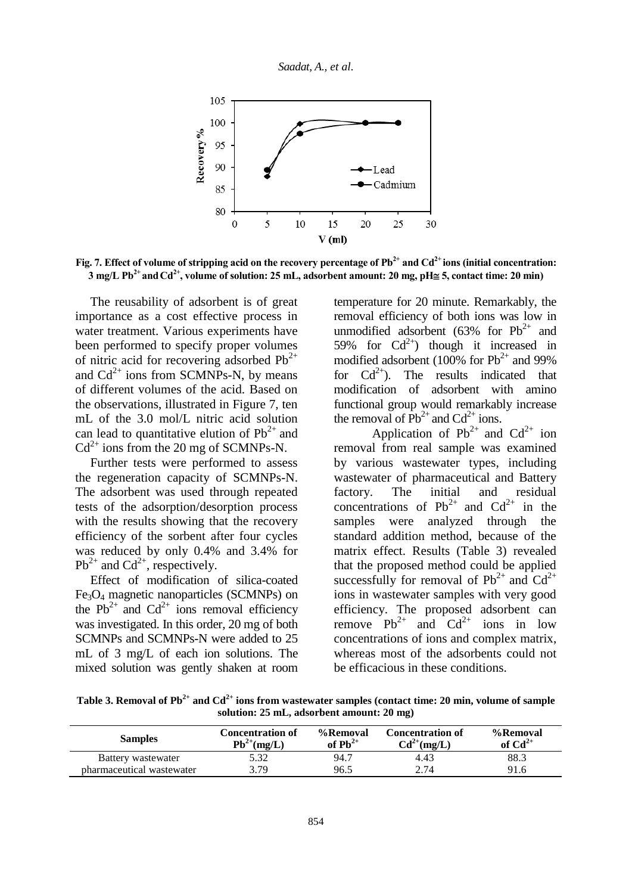**Fig. 7. Effect of volume of stripping acid on the recovery percentage of $Pb^{2+}$ and $Cd^{2+}$ ions (initial concentration: 3 mg/L $Pb^{2+}$ and $Cd^{2+}$, volume of solution: 25 mL, adsorbent amount: 20 mg, pH≅ 5, contact time: 20 min)**

The reusability of adsorbent is of great importance as a cost effective process in water treatment. Various experiments have been performed to specify proper volumes of nitric acid for recovering adsorbed $Pb^{2+}$ and $Cd^{2+}$ ions from SCMNPs-N, by means of different volumes of the acid. Based on the observations, illustrated in Figure 7, ten mL of the 3.0 mol/L nitric acid solution can lead to quantitative elution of $Pb^{2+}$ and $Cd^{2+}$ ions from the 20 mg of SCMNPs-N.

Further tests were performed to assess the regeneration capacity of SCMNPs-N. The adsorbent was used through repeated tests of the adsorption/desorption process with the results showing that the recovery efficiency of the sorbent after four cycles was reduced by only 0.4% and 3.4% for $Pb^{2+}$ and $Cd^{2+}$, respectively.

Effect of modification of silica-coated $Fe_3O_4$ magnetic nanoparticles (SCMNPs) on the $Pb^{2+}$ and $Cd^{2+}$ ions removal efficiency was investigated. In this order, 20 mg of both SCMNPs and SCMNPs-N were added to 25 mL of 3 mg/L of each ion solutions. The mixed solution was gently shaken at room temperature for 20 minute. Remarkably, the removal efficiency of both ions was low in unmodified adsorbent (63% for $Pb^{2+}$ and 59% for $Cd^{2+}$) though it increased in modified adsorbent (100% for $Pb^{2+}$ and 99% for $Cd^{2+}$). The results indicated that modification of adsorbent with amino functional group would remarkably increase the removal of $Pb^{2+}$ and $Cd^{2+}$ ions.

Application of $Pb^{2+}$ and $Cd^{2+}$ ion removal from real sample was examined by various wastewater types, including wastewater of pharmaceutical and Battery factory. The initial and residual concentrations of $Pb^{2+}$ and $Cd^{2+}$ in the samples were analyzed through the standard addition method, because of the matrix effect. Results (Table 3) revealed that the proposed method could be applied successfully for removal of $Pb^{2+}$ and $Cd^{2+}$ ions in wastewater samples with very good efficiency. The proposed adsorbent can remove $Pb^{2+}$ and $Cd^{2+}$ ions in low concentrations of ions and complex matrix, whereas most of the adsorbents could not be efficacious in these conditions.

**Table 3. Removal of $Pb^{2+}$ and $Cd^{2+}$ ions from wastewater samples (contact time: 20 min, volume of sample solution: 25 mL, adsorbent amount: 20 mg)**

| Samples | Concentration of $Pb^{2+}$(mg/L) | %Removal of $Pb^{2+}$ | Concentration of $Cd^{2+}$(mg/L) | %Removal of $Cd^{2+}$ |
|---|---|---|---|---|
| Battery wastewater | 5.32 | 94.7 | 4.43 | 88.3 |
| pharmaceutical wastewater | 3.79 | 96.5 | 2.74 | 91.6 |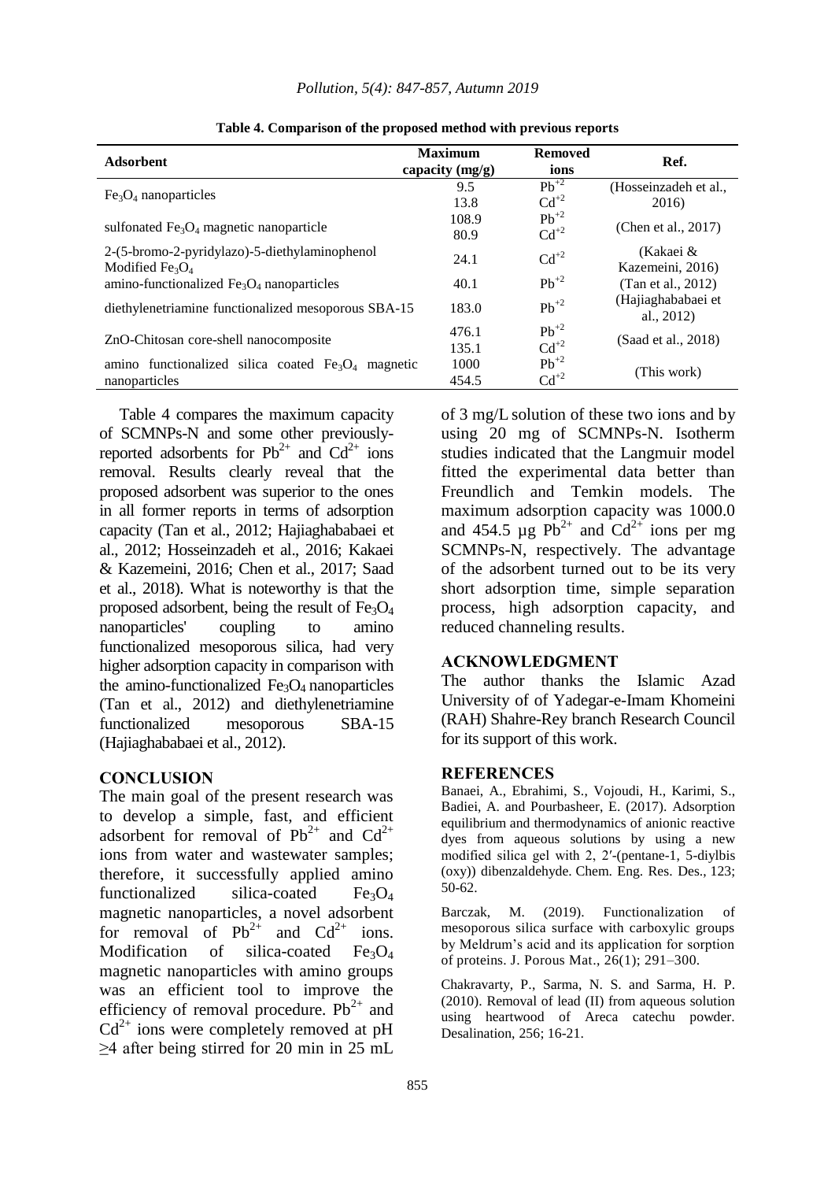**Table 4. Comparison of the proposed method with previous reports**

| Adsorbent | Maximum capacity (mg/g) | Removed ions | Ref. |
|---|---|---|---|
| $Fe_3O_4$ nanoparticles | 9.5<br>13.8 | $Pb^{+2}$<br>$Cd^{+2}$ | (Hosseinzadeh et al., 2016) |
| sulfonated $Fe_3O_4$ magnetic nanoparticle | 108.9<br>80.9 | $Pb^{+2}$<br>$Cd^{+2}$ | (Chen et al., 2017) |
| 2-(5-bromo-2-pyridylazo)-5-diethylaminophenol Modified $Fe_3O_4$ | 24.1 | $Cd^{+2}$ | (Kakaei & Kazemeini, 2016) |
| amino-functionalized $Fe_3O_4$ nanoparticles | 40.1 | $Pb^{+2}$ | (Tan et al., 2012) |
| diethylenetriamine functionalized mesoporous SBA-15 | 183.0 | $Pb^{+2}$ | (Hajiaghababaei et al., 2012) |
| ZnO-Chitosan core-shell nanocomposite | 476.1<br>135.1 | $Pb^{+2}$<br>$Cd^{+2}$ | (Saad et al., 2018) |
| amino functionalized silica coated $Fe_3O_4$ magnetic nanoparticles | 1000<br>454.5 | $Pb^{+2}$<br>$Cd^{+2}$ | (This work) |

Table 4 compares the maximum capacity of SCMNPs-N and some other previously-reported adsorbents for $Pb^{2+}$ and $Cd^{2+}$ ions removal. Results clearly reveal that the proposed adsorbent was superior to the ones in all former reports in terms of adsorption capacity (Tan et al., 2012; Hajiaghababaei et al., 2012; Hosseinzadeh et al., 2016; Kakaei & Kazemeini, 2016; Chen et al., 2017; Saad et al., 2018). What is noteworthy is that the proposed adsorbent, being the result of $Fe_3O_4$ nanoparticles' coupling to amino functionalized mesoporous silica, had very higher adsorption capacity in comparison with the amino-functionalized $Fe_3O_4$ nanoparticles (Tan et al., 2012) and diethylenetriamine functionalized mesoporous SBA-15 (Hajiaghababaei et al., 2012).

## CONCLUSION

The main goal of the present research was to develop a simple, fast, and efficient adsorbent for removal of $Pb^{2+}$ and $Cd^{2+}$ ions from water and wastewater samples; therefore, it successfully applied amino functionalized silica-coated $Fe_3O_4$ magnetic nanoparticles, a novel adsorbent for removal of $Pb^{2+}$ and $Cd^{2+}$ ions. Modification of silica-coated $Fe_3O_4$ magnetic nanoparticles with amino groups was an efficient tool to improve the efficiency of removal procedure. $Pb^{2+}$ and $Cd^{2+}$ ions were completely removed at pH $\geq$4 after being stirred for 20 min in 25 mL of 3 mg/L solution of these two ions and by using 20 mg of SCMNPs-N. Isotherm studies indicated that the Langmuir model fitted the experimental data better than Freundlich and Temkin models. The maximum adsorption capacity was 1000.0 and 454.5 µg $Pb^{2+}$ and $Cd^{2+}$ ions per mg SCMNPs-N, respectively. The advantage of the adsorbent turned out to be its very short adsorption time, simple separation process, high adsorption capacity, and reduced channeling results.

## ACKNOWLEDGMENT

The author thanks the Islamic Azad University of of Yadegar-e-Imam Khomeini (RAH) Shahre-Rey branch Research Council for its support of this work.

## REFERENCES

Banaei, A., Ebrahimi, S., Vojoudi, H., Karimi, S., Badiei, A. and Pourbasheer, E. (2017). Adsorption equilibrium and thermodynamics of anionic reactive dyes from aqueous solutions by using a new modified silica gel with 2, 2′-(pentane-1, 5-diylbis (oxy)) dibenzaldehyde. Chem. Eng. Res. Des., 123; 50-62.

Barczak, M. (2019). Functionalization of mesoporous silica surface with carboxylic groups by Meldrum's acid and its application for sorption of proteins. J. Porous Mat., 26(1); 291–300.

Chakravarty, P., Sarma, N. S. and Sarma, H. P. (2010). Removal of lead (II) from aqueous solution using heartwood of Areca catechu powder. Desalination, 256; 16-21.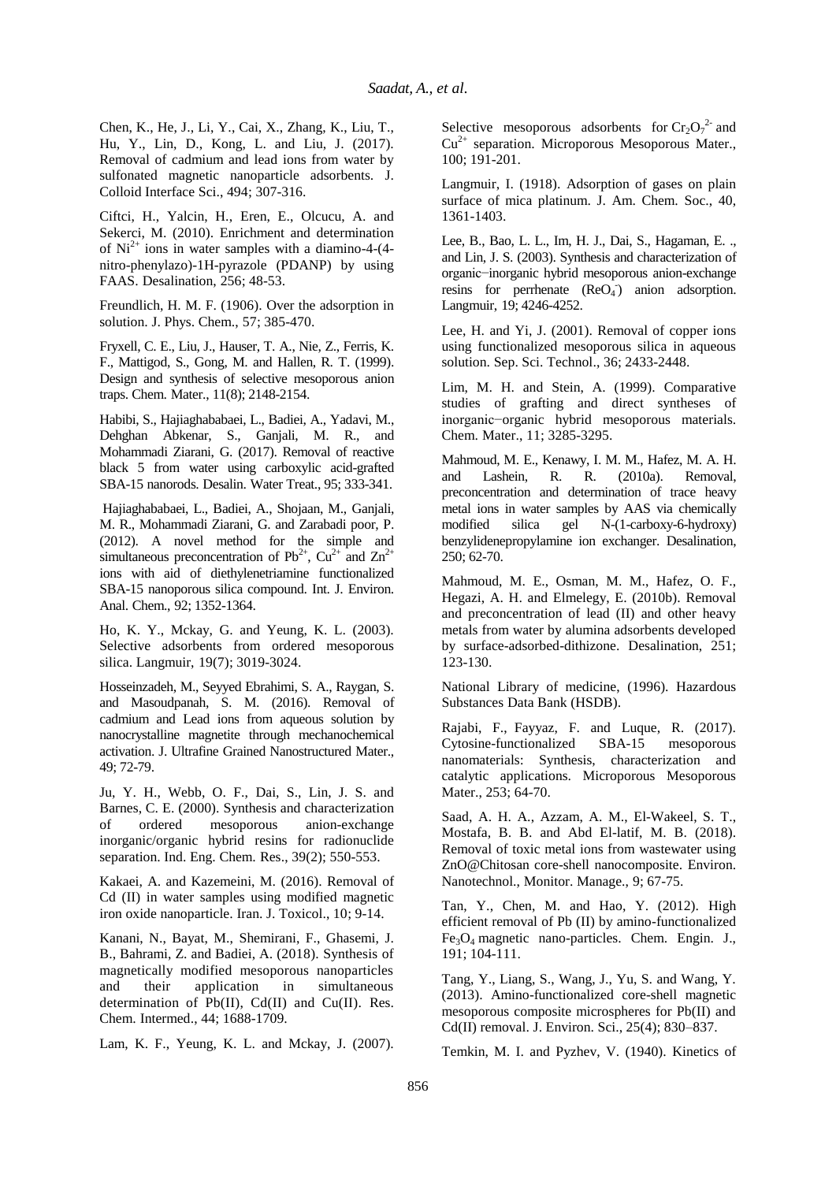Chen, K., He, J., Li, Y., Cai, X., Zhang, K., Liu, T., Hu, Y., Lin, D., Kong, L. and Liu, J. (2017). Removal of cadmium and lead ions from water by sulfonated magnetic nanoparticle adsorbents. J. Colloid Interface Sci., 494; 307-316.

Ciftci, H., Yalcin, H., Eren, E., Olcucu, A. and Sekerci, M. (2010). Enrichment and determination of $Ni^{2+}$ ions in water samples with a diamino-4-(4-nitro-phenylazo)-1H-pyrazole (PDANP) by using FAAS. Desalination, 256; 48-53.

Freundlich, H. M. F. (1906). Over the adsorption in solution. J. Phys. Chem., 57; 385-470.

Fryxell, C. E., Liu, J., Hauser, T. A., Nie, Z., Ferris, K. F., Mattigod, S., Gong, M. and Hallen, R. T. (1999). Design and synthesis of selective mesoporous anion traps. Chem. Mater., 11(8); 2148-2154.

Habibi, S., Hajiaghababaei, L., Badiei, A., Yadavi, M., Dehghan Abkenar, S., Ganjali, M. R., and Mohammadi Ziarani, G. (2017). Removal of reactive black 5 from water using carboxylic acid-grafted SBA-15 nanorods. Desalin. Water Treat., 95; 333-341.

Hajiaghababaei, L., Badiei, A., Shojaan, M., Ganjali, M. R., Mohammadi Ziarani, G. and Zarabadi poor, P. (2012). A novel method for the simple and simultaneous preconcentration of $Pb^{2+}$, $Cu^{2+}$ and $Zn^{2+}$ ions with aid of diethylenetriamine functionalized SBA-15 nanoporous silica compound. Int. J. Environ. Anal. Chem., 92; 1352-1364.

Ho, K. Y., Mckay, G. and Yeung, K. L. (2003). Selective adsorbents from ordered mesoporous silica. Langmuir, 19(7); 3019-3024.

Hosseinzadeh, M., Seyyed Ebrahimi, S. A., Raygan, S. and Masoudpanah, S. M. (2016). Removal of cadmium and Lead ions from aqueous solution by nanocrystalline magnetite through mechanochemical activation. J. Ultrafine Grained Nanostructured Mater., 49; 72-79.

Ju, Y. H., Webb, O. F., Dai, S., Lin, J. S. and Barnes, C. E. (2000). Synthesis and characterization of ordered mesoporous anion-exchange inorganic/organic hybrid resins for radionuclide separation. Ind. Eng. Chem. Res., 39(2); 550-553.

Kakaei, A. and Kazemeini, M. (2016). Removal of Cd (II) in water samples using modified magnetic iron oxide nanoparticle. Iran. J. Toxicol., 10; 9-14.

Kanani, N., Bayat, M., Shemirani, F., Ghasemi, J. B., Bahrami, Z. and Badiei, A. (2018). Synthesis of magnetically modified mesoporous nanoparticles and their application in simultaneous determination of Pb(II), Cd(II) and Cu(II). Res. Chem. Intermed., 44; 1688-1709.

Lam, K. F., Yeung, K. L. and Mckay, J. (2007). Selective mesoporous adsorbents for $Cr_2O_7^{2-}$ and $Cu^{2+}$ separation. Microporous Mesoporous Mater., 100; 191-201.

Langmuir, I. (1918). Adsorption of gases on plain surface of mica platinum. J. Am. Chem. Soc., 40, 1361-1403.

Lee, B., Bao, L. L., Im, H. J., Dai, S., Hagaman, E. ., and Lin, J. S. (2003). Synthesis and characterization of organic−inorganic hybrid mesoporous anion-exchange resins for perrhenate ($ReO_4^-$) anion adsorption. Langmuir, 19; 4246-4252.

Lee, H. and Yi, J. (2001). Removal of copper ions using functionalized mesoporous silica in aqueous solution. Sep. Sci. Technol., 36; 2433-2448.

Lim, M. H. and Stein, A. (1999). Comparative studies of grafting and direct syntheses of inorganic−organic hybrid mesoporous materials. Chem. Mater., 11; 3285-3295.

Mahmoud, M. E., Kenawy, I. M. M., Hafez, M. A. H. and Lashein, R. R. (2010a). Removal, preconcentration and determination of trace heavy metal ions in water samples by AAS via chemically modified silica gel N-(1-carboxy-6-hydroxy) benzylidenepropylamine ion exchanger. Desalination, 250; 62-70.

Mahmoud, M. E., Osman, M. M., Hafez, O. F., Hegazi, A. H. and Elmelegy, E. (2010b). Removal and preconcentration of lead (II) and other heavy metals from water by alumina adsorbents developed by surface-adsorbed-dithizone. Desalination, 251; 123-130.

National Library of medicine, (1996). Hazardous Substances Data Bank (HSDB).

Rajabi, F., Fayyaz, F. and Luque, R. (2017). Cytosine-functionalized SBA-15 mesoporous nanomaterials: Synthesis, characterization and catalytic applications. Microporous Mesoporous Mater., 253; 64-70.

Saad, A. H. A., Azzam, A. M., El-Wakeel, S. T., Mostafa, B. B. and Abd El-latif, M. B. (2018). Removal of toxic metal ions from wastewater using ZnO@Chitosan core-shell nanocomposite. Environ. Nanotechnol., Monitor. Manage., 9; 67-75.

Tan, Y., Chen, M. and Hao, Y. (2012). High efficient removal of Pb (II) by amino-functionalized $Fe_3O_4$ magnetic nano-particles. Chem. Engin. J., 191; 104-111.

Tang, Y., Liang, S., Wang, J., Yu, S. and Wang, Y. (2013). Amino-functionalized core-shell magnetic mesoporous composite microspheres for Pb(II) and Cd(II) removal. J. Environ. Sci., 25(4); 830–837.

Temkin, M. I. and Pyzhev, V. (1940). Kinetics of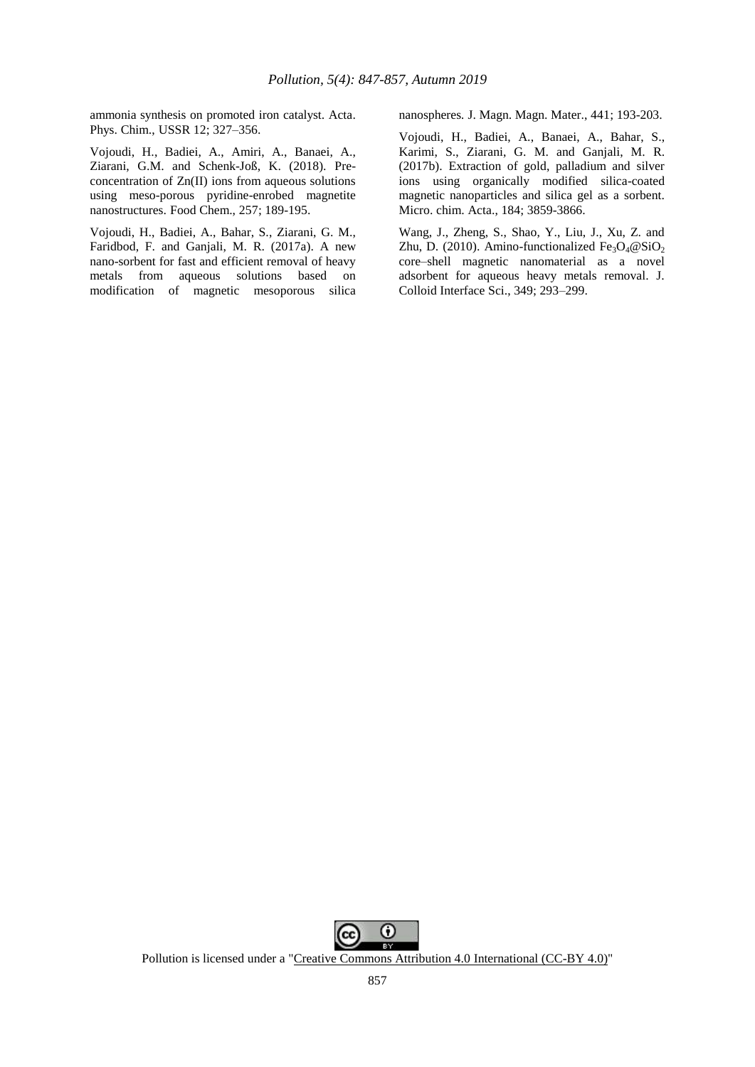ammonia synthesis on promoted iron catalyst. Acta. Phys. Chim., USSR 12; 327–356.

Vojoudi, H., Badiei, A., Amiri, A., Banaei, A., Ziarani, G.M. and Schenk-Joß, K. (2018). Pre-concentration of Zn(II) ions from aqueous solutions using meso-porous pyridine-enrobed magnetite nanostructures. Food Chem., 257; 189-195.

Vojoudi, H., Badiei, A., Bahar, S., Ziarani, G. M., Faridbod, F. and Ganjali, M. R. (2017a). A new nano-sorbent for fast and efficient removal of heavy metals from aqueous solutions based on modification of magnetic mesoporous silica nanospheres. J. Magn. Magn. Mater., 441; 193-203.

Vojoudi, H., Badiei, A., Banaei, A., Bahar, S., Karimi, S., Ziarani, G. M. and Ganjali, M. R. (2017b). Extraction of gold, palladium and silver ions using organically modified silica-coated magnetic nanoparticles and silica gel as a sorbent. Micro. chim. Acta., 184; 3859-3866.

Wang, J., Zheng, S., Shao, Y., Liu, J., Xu, Z. and Zhu, D. (2010). Amino-functionalized $Fe_3O_4$@$SiO_2$ core–shell magnetic nanomaterial as a novel adsorbent for aqueous heavy metals removal. J. Colloid Interface Sci., 349; 293–299.

Pollution is licensed under a "Creative Commons Attribution 4.0 International (CC-BY 4.0)"